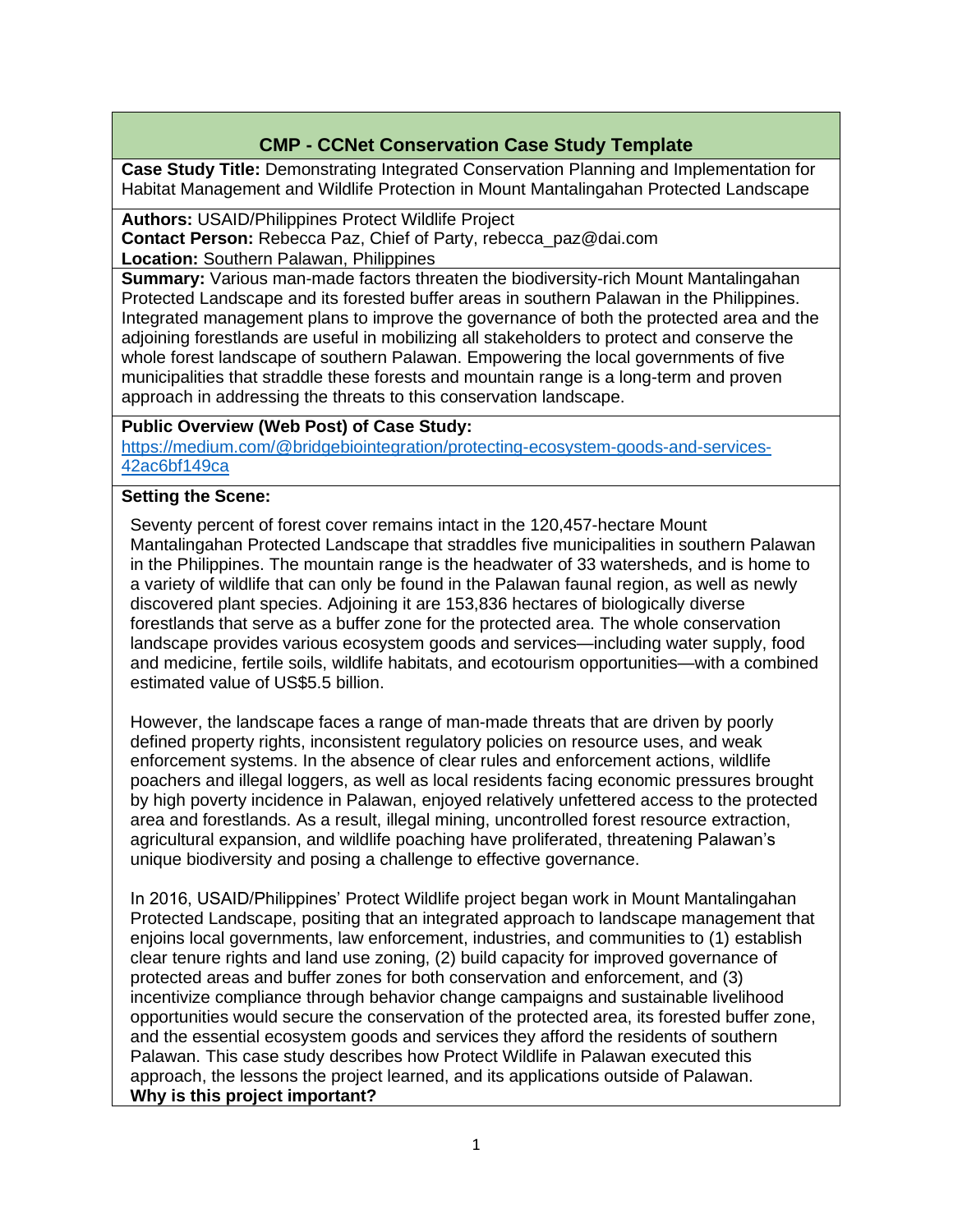# CMP - CCNet Conservation Case Study Template

**Case Study Title:** Demonstrating Integrated Conservation Planning and Implementation for Habitat Management and Wildlife Protection in Mount Mantalingahan Protected Landscape

**Authors:** USAID/Philippines Protect Wildlife Project
**Contact Person:** Rebecca Paz, Chief of Party, rebecca_paz@dai.com
**Location:** Southern Palawan, Philippines

**Summary:** Various man-made factors threaten the biodiversity-rich Mount Mantalingahan Protected Landscape and its forested buffer areas in southern Palawan in the Philippines. Integrated management plans to improve the governance of both the protected area and the adjoining forestlands are useful in mobilizing all stakeholders to protect and conserve the whole forest landscape of southern Palawan. Empowering the local governments of five municipalities that straddle these forests and mountain range is a long-term and proven approach in addressing the threats to this conservation landscape.

**Public Overview (Web Post) of Case Study:**
https://medium.com/@bridgebiointegration/protecting-ecosystem-goods-and-services-42ac6bf149ca

**Setting the Scene:**

Seventy percent of forest cover remains intact in the 120,457-hectare Mount Mantalingahan Protected Landscape that straddles five municipalities in southern Palawan in the Philippines. The mountain range is the headwater of 33 watersheds, and is home to a variety of wildlife that can only be found in the Palawan faunal region, as well as newly discovered plant species. Adjoining it are 153,836 hectares of biologically diverse forestlands that serve as a buffer zone for the protected area. The whole conservation landscape provides various ecosystem goods and services—including water supply, food and medicine, fertile soils, wildlife habitats, and ecotourism opportunities—with a combined estimated value of US$5.5 billion.

However, the landscape faces a range of man-made threats that are driven by poorly defined property rights, inconsistent regulatory policies on resource uses, and weak enforcement systems. In the absence of clear rules and enforcement actions, wildlife poachers and illegal loggers, as well as local residents facing economic pressures brought by high poverty incidence in Palawan, enjoyed relatively unfettered access to the protected area and forestlands. As a result, illegal mining, uncontrolled forest resource extraction, agricultural expansion, and wildlife poaching have proliferated, threatening Palawan's unique biodiversity and posing a challenge to effective governance.

In 2016, USAID/Philippines' Protect Wildlife project began work in Mount Mantalingahan Protected Landscape, positing that an integrated approach to landscape management that enjoins local governments, law enforcement, industries, and communities to (1) establish clear tenure rights and land use zoning, (2) build capacity for improved governance of protected areas and buffer zones for both conservation and enforcement, and (3) incentivize compliance through behavior change campaigns and sustainable livelihood opportunities would secure the conservation of the protected area, its forested buffer zone, and the essential ecosystem goods and services they afford the residents of southern Palawan. This case study describes how Protect Wildlife in Palawan executed this approach, the lessons the project learned, and its applications outside of Palawan.

**Why is this project important?**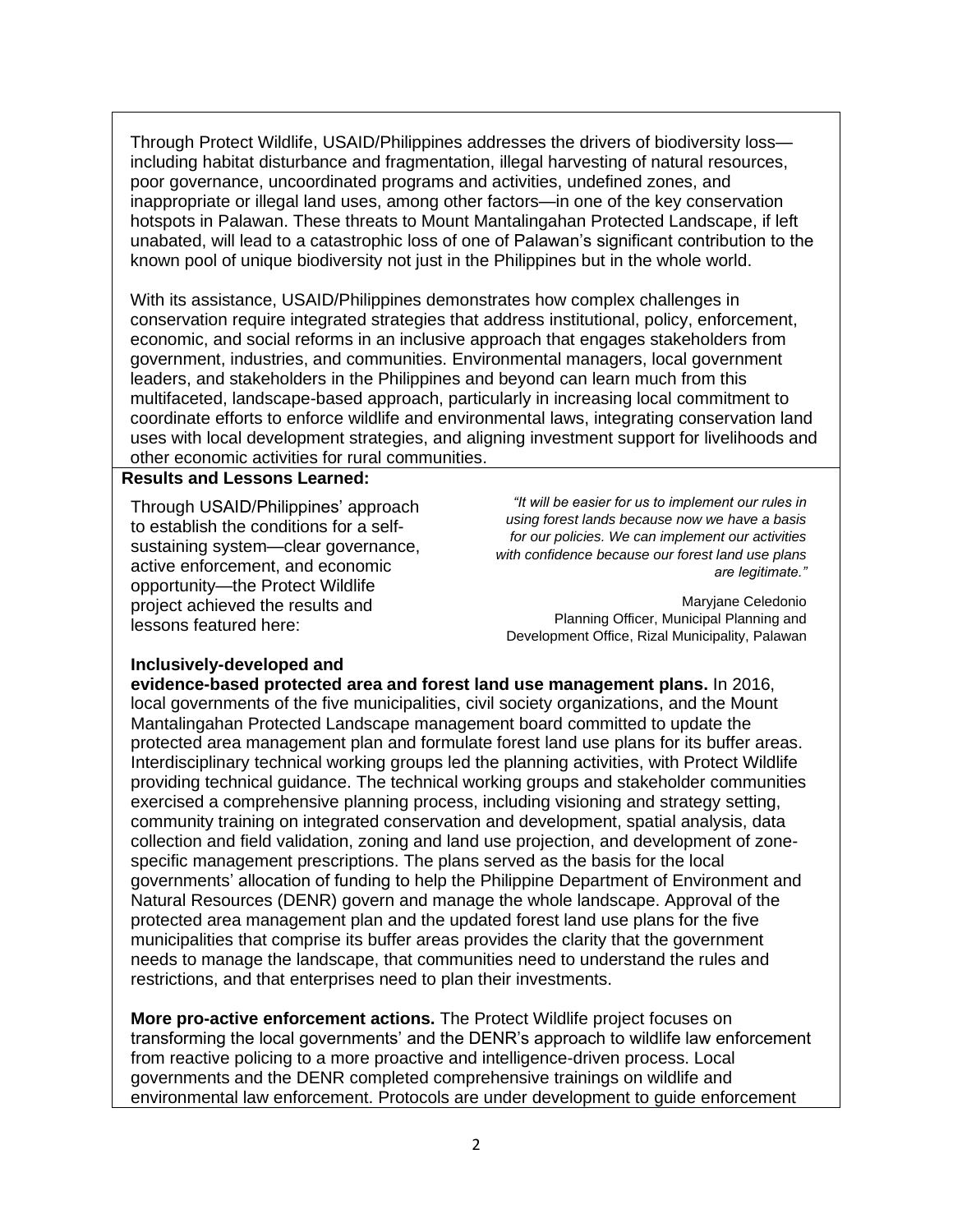Through Protect Wildlife, USAID/Philippines addresses the drivers of biodiversity loss—including habitat disturbance and fragmentation, illegal harvesting of natural resources, poor governance, uncoordinated programs and activities, undefined zones, and inappropriate or illegal land uses, among other factors—in one of the key conservation hotspots in Palawan. These threats to Mount Mantalingahan Protected Landscape, if left unabated, will lead to a catastrophic loss of one of Palawan's significant contribution to the known pool of unique biodiversity not just in the Philippines but in the whole world.

With its assistance, USAID/Philippines demonstrates how complex challenges in conservation require integrated strategies that address institutional, policy, enforcement, economic, and social reforms in an inclusive approach that engages stakeholders from government, industries, and communities. Environmental managers, local government leaders, and stakeholders in the Philippines and beyond can learn much from this multifaceted, landscape-based approach, particularly in increasing local commitment to coordinate efforts to enforce wildlife and environmental laws, integrating conservation land uses with local development strategies, and aligning investment support for livelihoods and other economic activities for rural communities.

**Results and Lessons Learned:**

Through USAID/Philippines' approach to establish the conditions for a self-sustaining system—clear governance, active enforcement, and economic opportunity—the Protect Wildlife project achieved the results and lessons featured here:

> *"It will be easier for us to implement our rules in using forest lands because now we have a basis for our policies. We can implement our activities with confidence because our forest land use plans are legitimate."*
>
> Maryjane Celedonio
> Planning Officer, Municipal Planning and Development Office, Rizal Municipality, Palawan

**Inclusively-developed and evidence-based protected area and forest land use management plans.** In 2016, local governments of the five municipalities, civil society organizations, and the Mount Mantalingahan Protected Landscape management board committed to update the protected area management plan and formulate forest land use plans for its buffer areas. Interdisciplinary technical working groups led the planning activities, with Protect Wildlife providing technical guidance. The technical working groups and stakeholder communities exercised a comprehensive planning process, including visioning and strategy setting, community training on integrated conservation and development, spatial analysis, data collection and field validation, zoning and land use projection, and development of zone-specific management prescriptions. The plans served as the basis for the local governments' allocation of funding to help the Philippine Department of Environment and Natural Resources (DENR) govern and manage the whole landscape. Approval of the protected area management plan and the updated forest land use plans for the five municipalities that comprise its buffer areas provides the clarity that the government needs to manage the landscape, that communities need to understand the rules and restrictions, and that enterprises need to plan their investments.

**More pro-active enforcement actions.** The Protect Wildlife project focuses on transforming the local governments' and the DENR's approach to wildlife law enforcement from reactive policing to a more proactive and intelligence-driven process. Local governments and the DENR completed comprehensive trainings on wildlife and environmental law enforcement. Protocols are under development to guide enforcement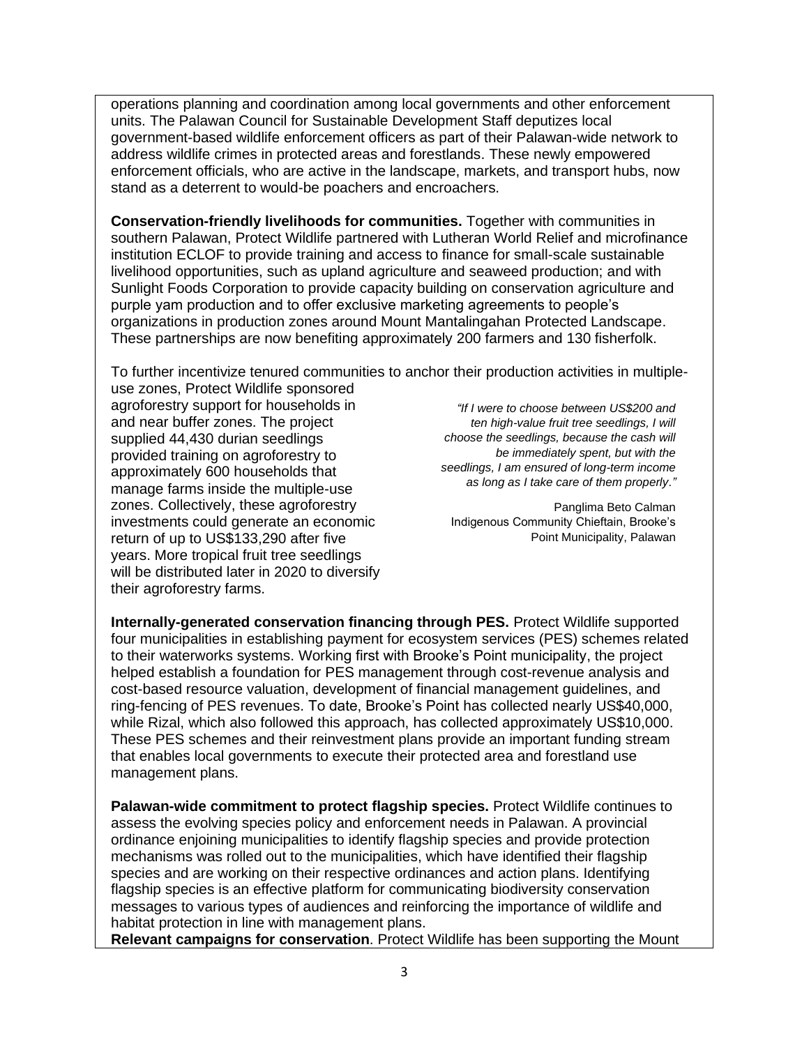operations planning and coordination among local governments and other enforcement units. The Palawan Council for Sustainable Development Staff deputizes local government-based wildlife enforcement officers as part of their Palawan-wide network to address wildlife crimes in protected areas and forestlands. These newly empowered enforcement officials, who are active in the landscape, markets, and transport hubs, now stand as a deterrent to would-be poachers and encroachers.

**Conservation-friendly livelihoods for communities.** Together with communities in southern Palawan, Protect Wildlife partnered with Lutheran World Relief and microfinance institution ECLOF to provide training and access to finance for small-scale sustainable livelihood opportunities, such as upland agriculture and seaweed production; and with Sunlight Foods Corporation to provide capacity building on conservation agriculture and purple yam production and to offer exclusive marketing agreements to people's organizations in production zones around Mount Mantalingahan Protected Landscape. These partnerships are now benefiting approximately 200 farmers and 130 fisherfolk.

To further incentivize tenured communities to anchor their production activities in multiple-use zones, Protect Wildlife sponsored agroforestry support for households in and near buffer zones. The project supplied 44,430 durian seedlings provided training on agroforestry to approximately 600 households that manage farms inside the multiple-use zones. Collectively, these agroforestry investments could generate an economic return of up to US$133,290 after five years. More tropical fruit tree seedlings will be distributed later in 2020 to diversify their agroforestry farms.

> *"If I were to choose between US$200 and ten high-value fruit tree seedlings, I will choose the seedlings, because the cash will be immediately spent, but with the seedlings, I am ensured of long-term income as long as I take care of them properly."*
>
> Panglima Beto Calman
> Indigenous Community Chieftain, Brooke's Point Municipality, Palawan

**Internally-generated conservation financing through PES.** Protect Wildlife supported four municipalities in establishing payment for ecosystem services (PES) schemes related to their waterworks systems. Working first with Brooke's Point municipality, the project helped establish a foundation for PES management through cost-revenue analysis and cost-based resource valuation, development of financial management guidelines, and ring-fencing of PES revenues. To date, Brooke's Point has collected nearly US$40,000, while Rizal, which also followed this approach, has collected approximately US$10,000. These PES schemes and their reinvestment plans provide an important funding stream that enables local governments to execute their protected area and forestland use management plans.

**Palawan-wide commitment to protect flagship species.** Protect Wildlife continues to assess the evolving species policy and enforcement needs in Palawan. A provincial ordinance enjoining municipalities to identify flagship species and provide protection mechanisms was rolled out to the municipalities, which have identified their flagship species and are working on their respective ordinances and action plans. Identifying flagship species is an effective platform for communicating biodiversity conservation messages to various types of audiences and reinforcing the importance of wildlife and habitat protection in line with management plans.

**Relevant campaigns for conservation**. Protect Wildlife has been supporting the Mount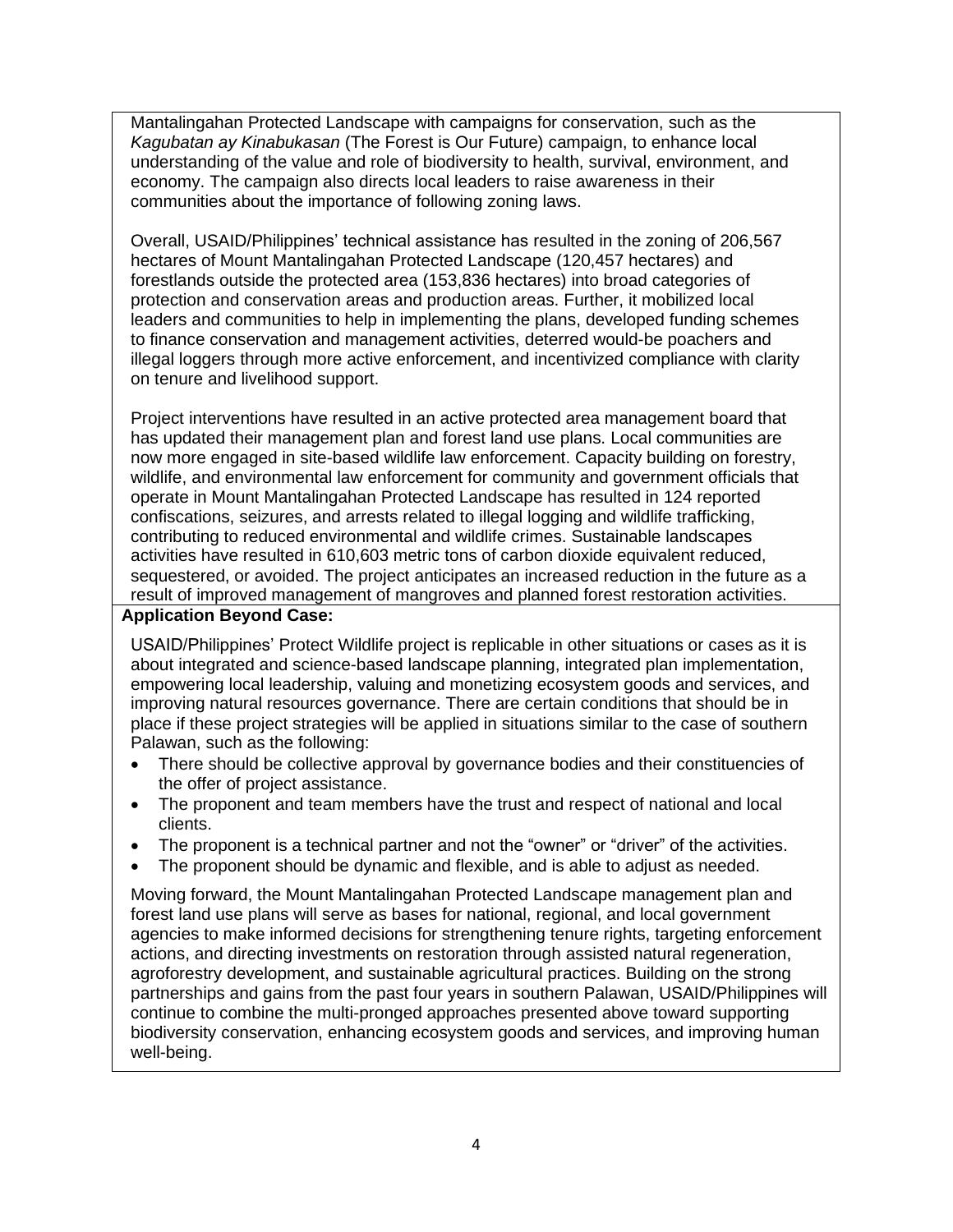Mantalingahan Protected Landscape with campaigns for conservation, such as the *Kagubatan ay Kinabukasan* (The Forest is Our Future) campaign, to enhance local understanding of the value and role of biodiversity to health, survival, environment, and economy. The campaign also directs local leaders to raise awareness in their communities about the importance of following zoning laws.

Overall, USAID/Philippines' technical assistance has resulted in the zoning of 206,567 hectares of Mount Mantalingahan Protected Landscape (120,457 hectares) and forestlands outside the protected area (153,836 hectares) into broad categories of protection and conservation areas and production areas. Further, it mobilized local leaders and communities to help in implementing the plans, developed funding schemes to finance conservation and management activities, deterred would-be poachers and illegal loggers through more active enforcement, and incentivized compliance with clarity on tenure and livelihood support.

Project interventions have resulted in an active protected area management board that has updated their management plan and forest land use plans. Local communities are now more engaged in site-based wildlife law enforcement. Capacity building on forestry, wildlife, and environmental law enforcement for community and government officials that operate in Mount Mantalingahan Protected Landscape has resulted in 124 reported confiscations, seizures, and arrests related to illegal logging and wildlife trafficking, contributing to reduced environmental and wildlife crimes. Sustainable landscapes activities have resulted in 610,603 metric tons of carbon dioxide equivalent reduced, sequestered, or avoided. The project anticipates an increased reduction in the future as a result of improved management of mangroves and planned forest restoration activities.

**Application Beyond Case:**

USAID/Philippines' Protect Wildlife project is replicable in other situations or cases as it is about integrated and science-based landscape planning, integrated plan implementation, empowering local leadership, valuing and monetizing ecosystem goods and services, and improving natural resources governance. There are certain conditions that should be in place if these project strategies will be applied in situations similar to the case of southern Palawan, such as the following:

- There should be collective approval by governance bodies and their constituencies of the offer of project assistance.
- The proponent and team members have the trust and respect of national and local clients.
- The proponent is a technical partner and not the "owner" or "driver" of the activities.
- The proponent should be dynamic and flexible, and is able to adjust as needed.

Moving forward, the Mount Mantalingahan Protected Landscape management plan and forest land use plans will serve as bases for national, regional, and local government agencies to make informed decisions for strengthening tenure rights, targeting enforcement actions, and directing investments on restoration through assisted natural regeneration, agroforestry development, and sustainable agricultural practices. Building on the strong partnerships and gains from the past four years in southern Palawan, USAID/Philippines will continue to combine the multi-pronged approaches presented above toward supporting biodiversity conservation, enhancing ecosystem goods and services, and improving human well-being.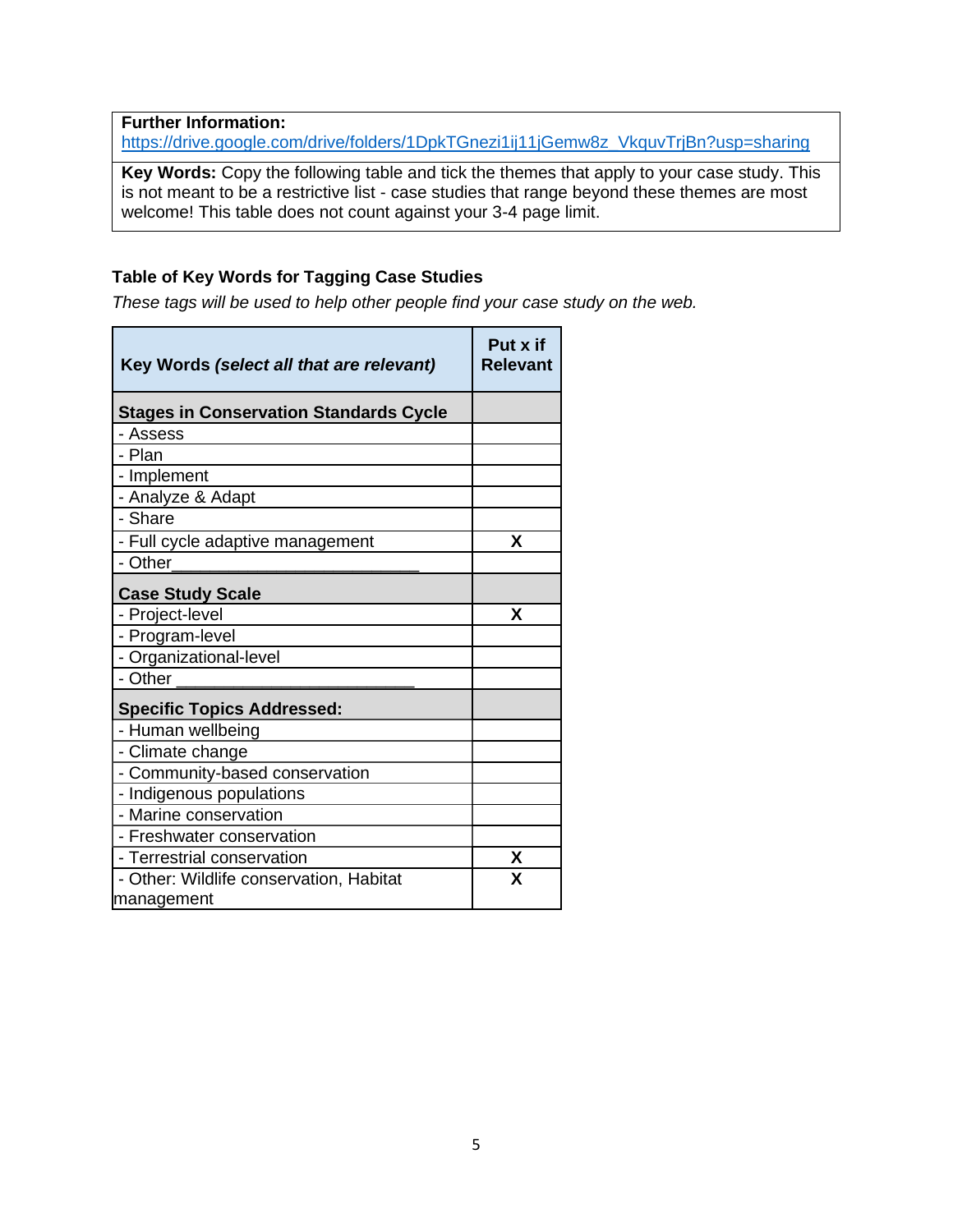| **Further Information:** https://drive.google.com/drive/folders/1DpkTGnezi1ij11jGemw8z_VkquvTrjBn?usp=sharing |
|---|
| **Key Words:** Copy the following table and tick the themes that apply to your case study. This is not meant to be a restrictive list - case studies that range beyond these themes are most welcome! This table does not count against your 3-4 page limit. |

**Table of Key Words for Tagging Case Studies**

*These tags will be used to help other people find your case study on the web.*

| Key Words *(select all that are relevant)* | Put x if Relevant |
|---|---|
| **Stages in Conservation Standards Cycle** | |
| - Assess | |
| - Plan | |
| - Implement | |
| - Analyze & Adapt | |
| - Share | |
| - Full cycle adaptive management | X |
| - Other__________________________ | |
| **Case Study Scale** | |
| - Project-level | X |
| - Program-level | |
| - Organizational-level | |
| - Other _________________________ | |
| **Specific Topics Addressed:** | |
| - Human wellbeing | |
| - Climate change | |
| - Community-based conservation | |
| - Indigenous populations | |
| - Marine conservation | |
| - Freshwater conservation | |
| - Terrestrial conservation | X |
| - Other: Wildlife conservation, Habitat management | X |